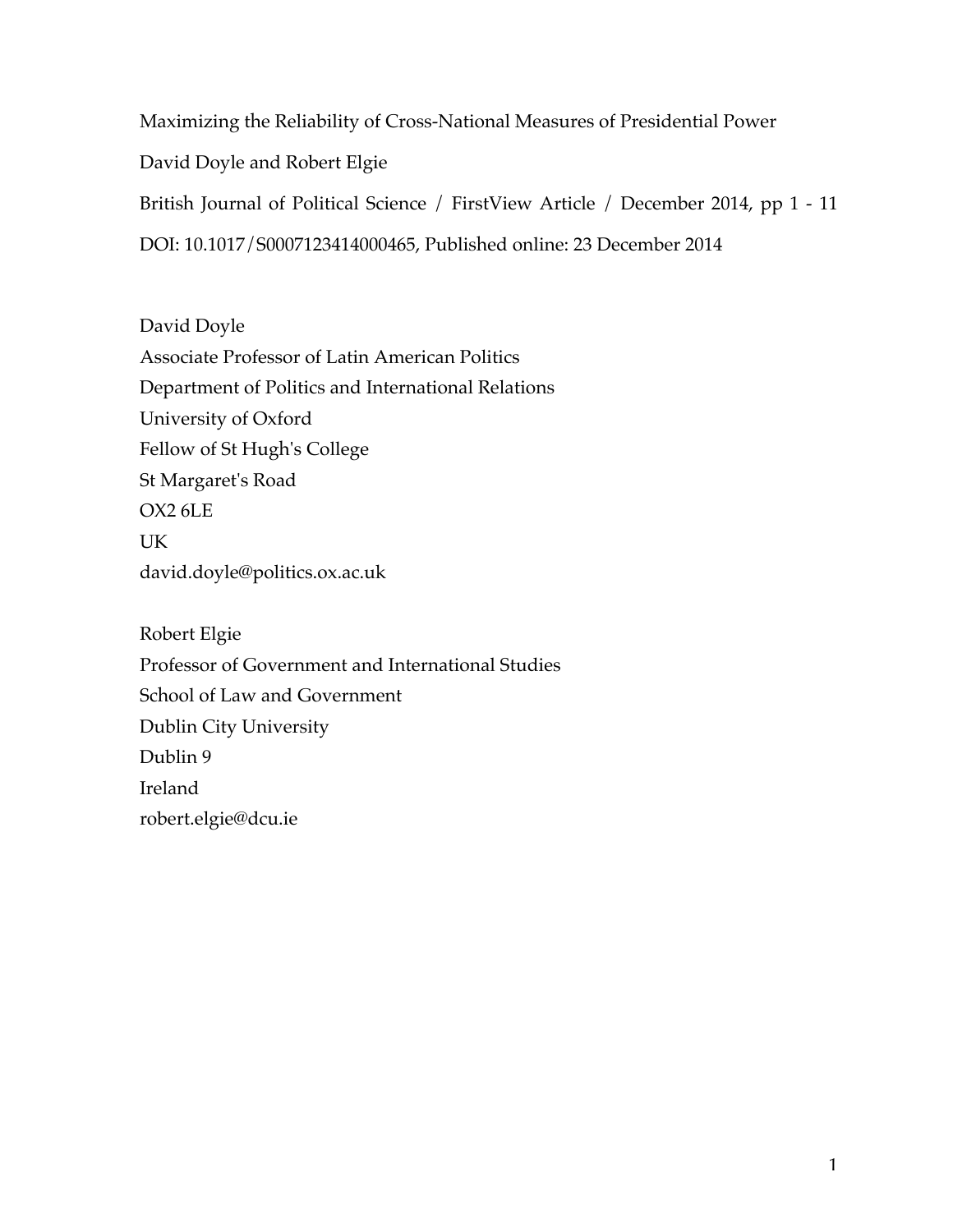Maximizing the Reliability of Cross-National Measures of Presidential Power

David Doyle and Robert Elgie

British Journal of Political Science / FirstView Article / December 2014, pp 1 - 11

DOI: 10.1017/S0007123414000465, Published online: 23 December 2014

David Doyle
Associate Professor of Latin American Politics
Department of Politics and International Relations
University of Oxford
Fellow of St Hugh's College
St Margaret's Road
OX2 6LE
UK
david.doyle@politics.ox.ac.uk

Robert Elgie
Professor of Government and International Studies
School of Law and Government
Dublin City University
Dublin 9
Ireland
robert.elgie@dcu.ie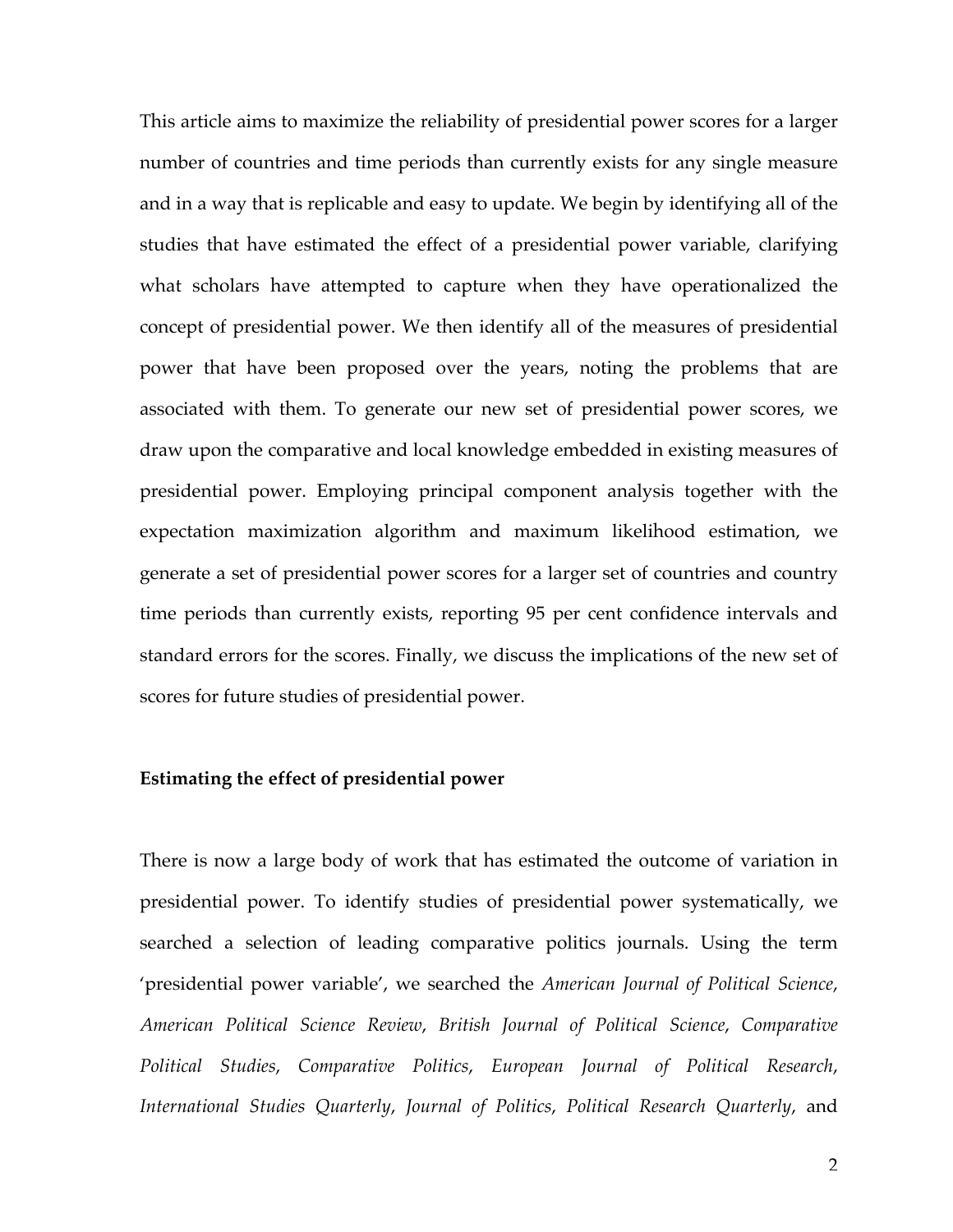This article aims to maximize the reliability of presidential power scores for a larger number of countries and time periods than currently exists for any single measure and in a way that is replicable and easy to update. We begin by identifying all of the studies that have estimated the effect of a presidential power variable, clarifying what scholars have attempted to capture when they have operationalized the concept of presidential power. We then identify all of the measures of presidential power that have been proposed over the years, noting the problems that are associated with them. To generate our new set of presidential power scores, we draw upon the comparative and local knowledge embedded in existing measures of presidential power. Employing principal component analysis together with the expectation maximization algorithm and maximum likelihood estimation, we generate a set of presidential power scores for a larger set of countries and country time periods than currently exists, reporting 95 per cent confidence intervals and standard errors for the scores. Finally, we discuss the implications of the new set of scores for future studies of presidential power.

**Estimating the effect of presidential power**

There is now a large body of work that has estimated the outcome of variation in presidential power. To identify studies of presidential power systematically, we searched a selection of leading comparative politics journals. Using the term 'presidential power variable', we searched the *American Journal of Political Science*, *American Political Science Review*, *British Journal of Political Science*, *Comparative Political Studies*, *Comparative Politics*, *European Journal of Political Research*, *International Studies Quarterly*, *Journal of Politics*, *Political Research Quarterly*, and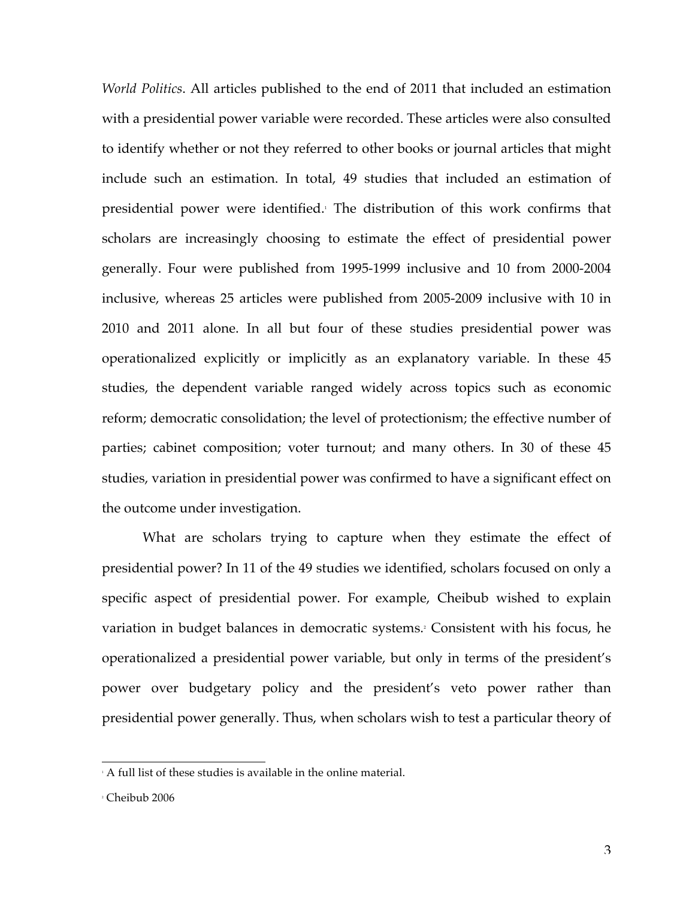*World Politics*. All articles published to the end of 2011 that included an estimation with a presidential power variable were recorded. These articles were also consulted to identify whether or not they referred to other books or journal articles that might include such an estimation. In total, 49 studies that included an estimation of presidential power were identified.[1] The distribution of this work confirms that scholars are increasingly choosing to estimate the effect of presidential power generally. Four were published from 1995-1999 inclusive and 10 from 2000-2004 inclusive, whereas 25 articles were published from 2005-2009 inclusive with 10 in 2010 and 2011 alone. In all but four of these studies presidential power was operationalized explicitly or implicitly as an explanatory variable. In these 45 studies, the dependent variable ranged widely across topics such as economic reform; democratic consolidation; the level of protectionism; the effective number of parties; cabinet composition; voter turnout; and many others. In 30 of these 45 studies, variation in presidential power was confirmed to have a significant effect on the outcome under investigation.

What are scholars trying to capture when they estimate the effect of presidential power? In 11 of the 49 studies we identified, scholars focused on only a specific aspect of presidential power. For example, Cheibub wished to explain variation in budget balances in democratic systems.[2] Consistent with his focus, he operationalized a presidential power variable, but only in terms of the president's power over budgetary policy and the president's veto power rather than presidential power generally. Thus, when scholars wish to test a particular theory of

---

[1] A full list of these studies is available in the online material.

[2] Cheibub 2006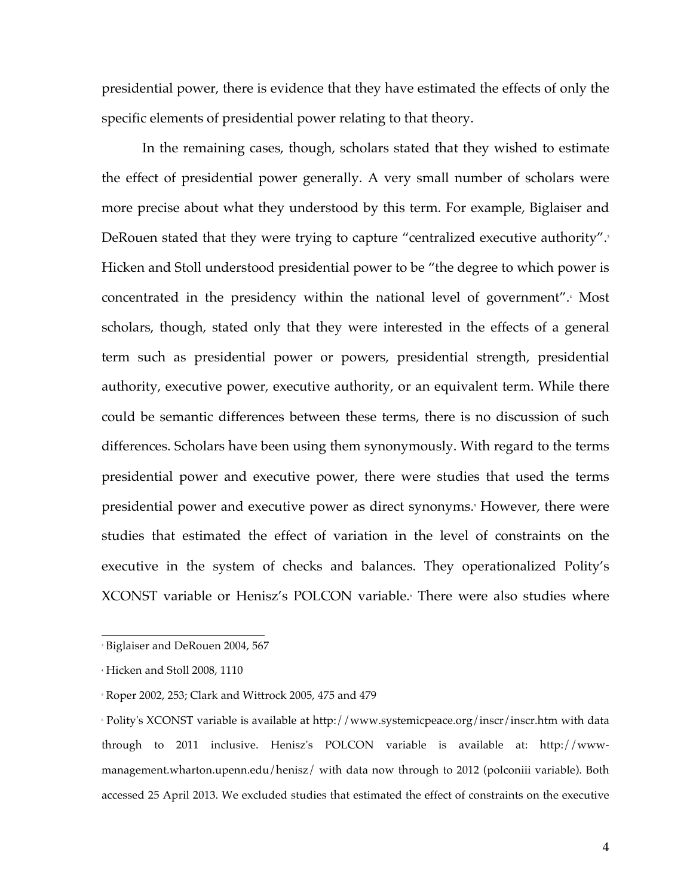presidential power, there is evidence that they have estimated the effects of only the specific elements of presidential power relating to that theory.

In the remaining cases, though, scholars stated that they wished to estimate the effect of presidential power generally. A very small number of scholars were more precise about what they understood by this term. For example, Biglaiser and DeRouen stated that they were trying to capture "centralized executive authority".[3] Hicken and Stoll understood presidential power to be "the degree to which power is concentrated in the presidency within the national level of government".[4] Most scholars, though, stated only that they were interested in the effects of a general term such as presidential power or powers, presidential strength, presidential authority, executive power, executive authority, or an equivalent term. While there could be semantic differences between these terms, there is no discussion of such differences. Scholars have been using them synonymously. With regard to the terms presidential power and executive power, there were studies that used the terms presidential power and executive power as direct synonyms.[5] However, there were studies that estimated the effect of variation in the level of constraints on the executive in the system of checks and balances. They operationalized Polity's XCONST variable or Henisz's POLCON variable.[6] There were also studies where

---

[3] Biglaiser and DeRouen 2004, 567

[4] Hicken and Stoll 2008, 1110

[5] Roper 2002, 253; Clark and Wittrock 2005, 475 and 479

[6] Polity's XCONST variable is available at http://www.systemicpeace.org/inscr/inscr.htm with data through to 2011 inclusive. Henisz's POLCON variable is available at: http://www-management.wharton.upenn.edu/henisz/ with data now through to 2012 (polconiii variable). Both accessed 25 April 2013. We excluded studies that estimated the effect of constraints on the executive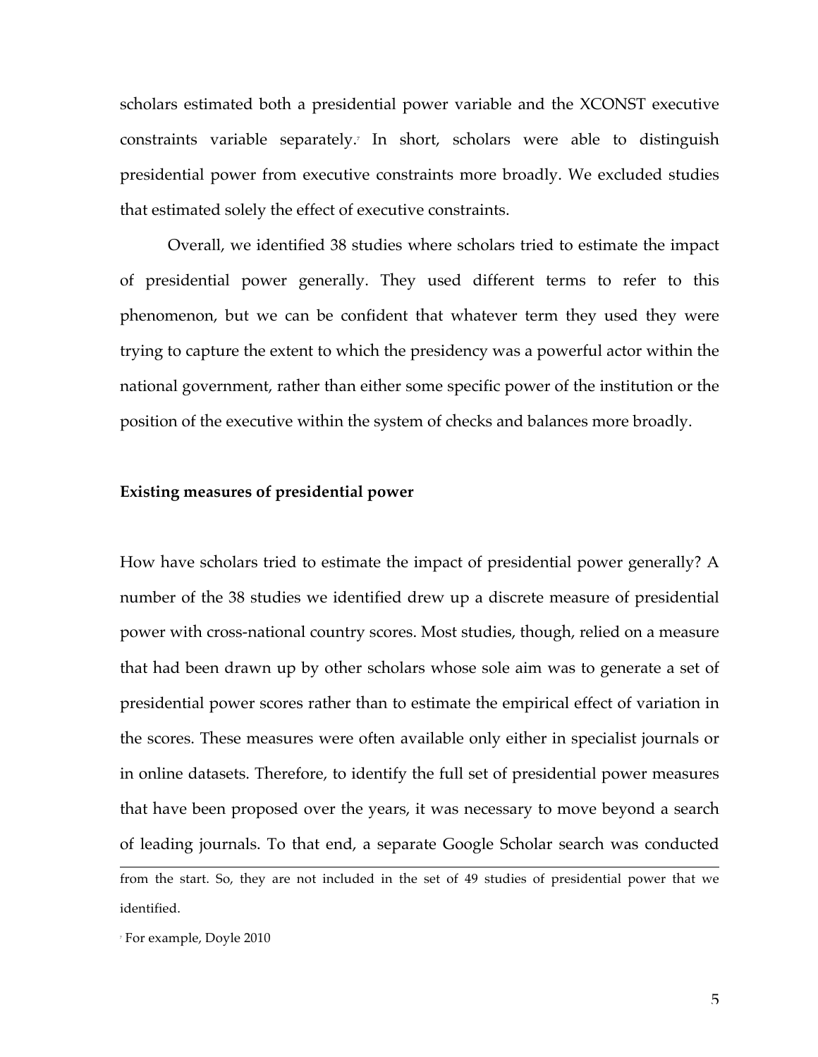scholars estimated both a presidential power variable and the XCONST executive constraints variable separately.[7] In short, scholars were able to distinguish presidential power from executive constraints more broadly. We excluded studies that estimated solely the effect of executive constraints.

Overall, we identified 38 studies where scholars tried to estimate the impact of presidential power generally. They used different terms to refer to this phenomenon, but we can be confident that whatever term they used they were trying to capture the extent to which the presidency was a powerful actor within the national government, rather than either some specific power of the institution or the position of the executive within the system of checks and balances more broadly.

### Existing measures of presidential power

How have scholars tried to estimate the impact of presidential power generally? A number of the 38 studies we identified drew up a discrete measure of presidential power with cross-national country scores. Most studies, though, relied on a measure that had been drawn up by other scholars whose sole aim was to generate a set of presidential power scores rather than to estimate the empirical effect of variation in the scores. These measures were often available only either in specialist journals or in online datasets. Therefore, to identify the full set of presidential power measures that have been proposed over the years, it was necessary to move beyond a search of leading journals. To that end, a separate Google Scholar search was conducted

---

from the start. So, they are not included in the set of 49 studies of presidential power that we identified.

[7] For example, Doyle 2010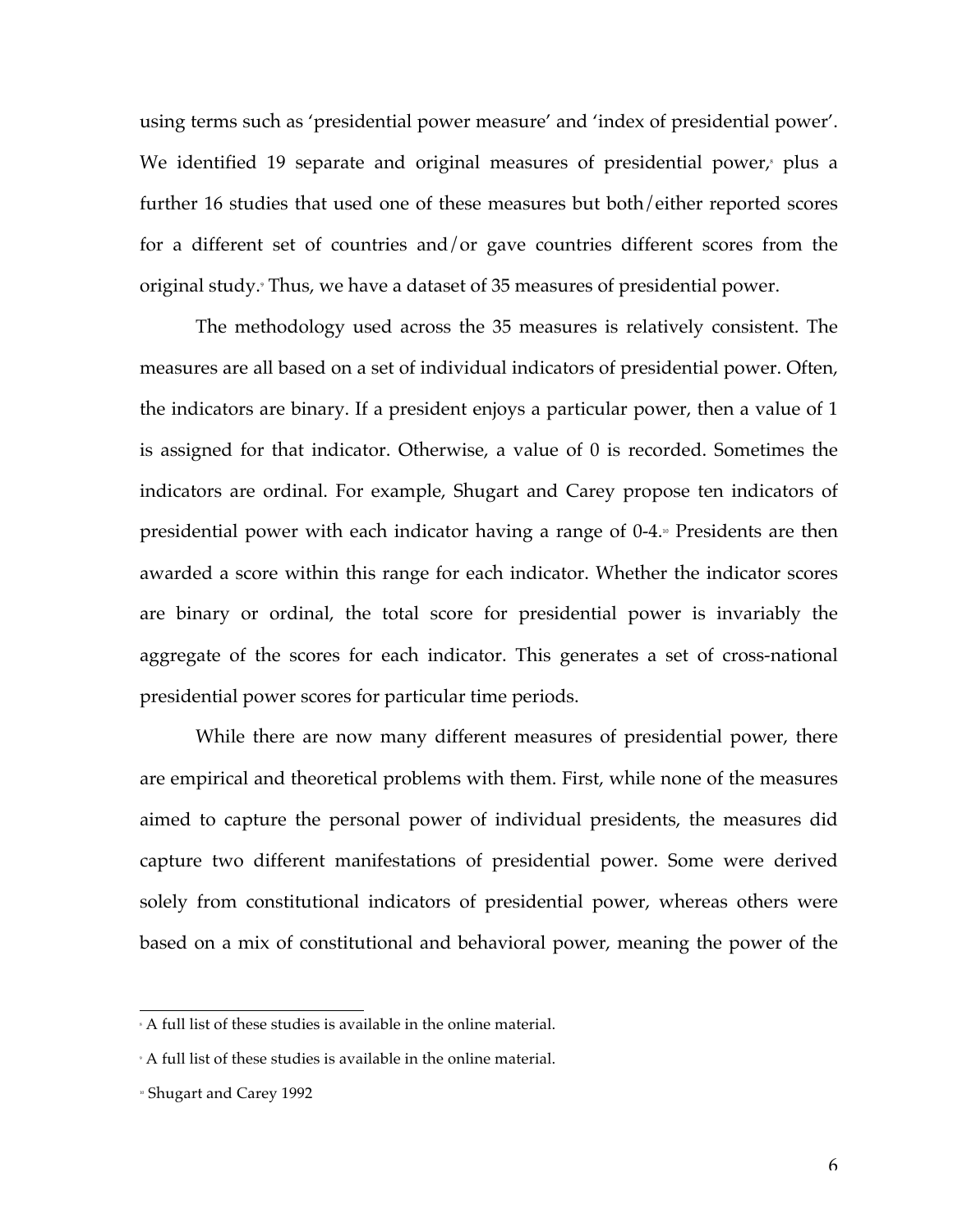using terms such as 'presidential power measure' and 'index of presidential power'. We identified 19 separate and original measures of presidential power,[8] plus a further 16 studies that used one of these measures but both/either reported scores for a different set of countries and/or gave countries different scores from the original study.[9] Thus, we have a dataset of 35 measures of presidential power.

The methodology used across the 35 measures is relatively consistent. The measures are all based on a set of individual indicators of presidential power. Often, the indicators are binary. If a president enjoys a particular power, then a value of 1 is assigned for that indicator. Otherwise, a value of 0 is recorded. Sometimes the indicators are ordinal. For example, Shugart and Carey propose ten indicators of presidential power with each indicator having a range of 0-4.[10] Presidents are then awarded a score within this range for each indicator. Whether the indicator scores are binary or ordinal, the total score for presidential power is invariably the aggregate of the scores for each indicator. This generates a set of cross-national presidential power scores for particular time periods.

While there are now many different measures of presidential power, there are empirical and theoretical problems with them. First, while none of the measures aimed to capture the personal power of individual presidents, the measures did capture two different manifestations of presidential power. Some were derived solely from constitutional indicators of presidential power, whereas others were based on a mix of constitutional and behavioral power, meaning the power of the

---

[8] A full list of these studies is available in the online material.

[9] A full list of these studies is available in the online material.

[10] Shugart and Carey 1992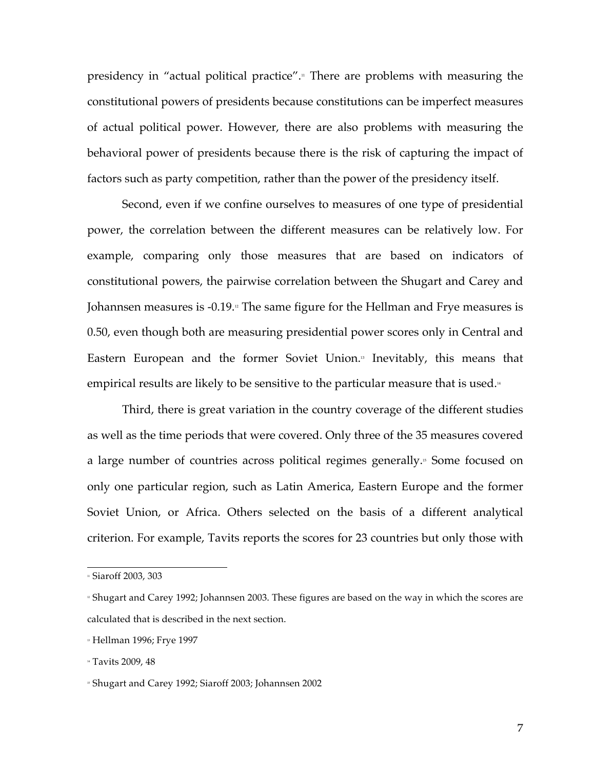presidency in "actual political practice".[11] There are problems with measuring the constitutional powers of presidents because constitutions can be imperfect measures of actual political power. However, there are also problems with measuring the behavioral power of presidents because there is the risk of capturing the impact of factors such as party competition, rather than the power of the presidency itself.

Second, even if we confine ourselves to measures of one type of presidential power, the correlation between the different measures can be relatively low. For example, comparing only those measures that are based on indicators of constitutional powers, the pairwise correlation between the Shugart and Carey and Johannsen measures is -0.19.[12] The same figure for the Hellman and Frye measures is 0.50, even though both are measuring presidential power scores only in Central and Eastern European and the former Soviet Union.[13] Inevitably, this means that empirical results are likely to be sensitive to the particular measure that is used.[14]

Third, there is great variation in the country coverage of the different studies as well as the time periods that were covered. Only three of the 35 measures covered a large number of countries across political regimes generally.[15] Some focused on only one particular region, such as Latin America, Eastern Europe and the former Soviet Union, or Africa. Others selected on the basis of a different analytical criterion. For example, Tavits reports the scores for 23 countries but only those with

---

[11] Siaroff 2003, 303

[12] Shugart and Carey 1992; Johannsen 2003. These figures are based on the way in which the scores are calculated that is described in the next section.

[13] Hellman 1996; Frye 1997

[14] Tavits 2009, 48

[15] Shugart and Carey 1992; Siaroff 2003; Johannsen 2002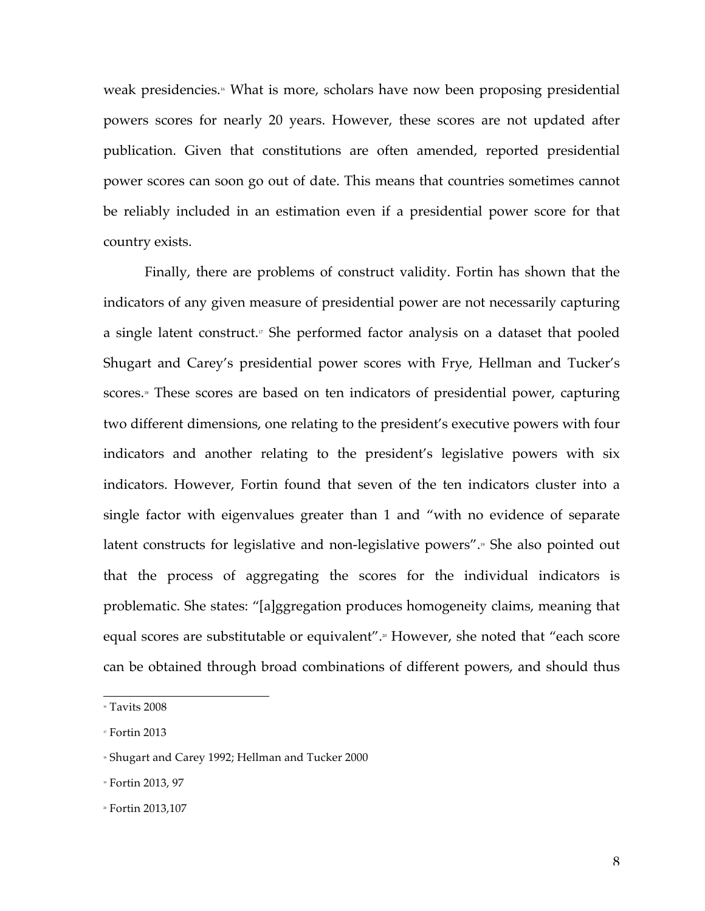weak presidencies.[16] What is more, scholars have now been proposing presidential powers scores for nearly 20 years. However, these scores are not updated after publication. Given that constitutions are often amended, reported presidential power scores can soon go out of date. This means that countries sometimes cannot be reliably included in an estimation even if a presidential power score for that country exists.

Finally, there are problems of construct validity. Fortin has shown that the indicators of any given measure of presidential power are not necessarily capturing a single latent construct.[17] She performed factor analysis on a dataset that pooled Shugart and Carey's presidential power scores with Frye, Hellman and Tucker's scores.[18] These scores are based on ten indicators of presidential power, capturing two different dimensions, one relating to the president's executive powers with four indicators and another relating to the president's legislative powers with six indicators. However, Fortin found that seven of the ten indicators cluster into a single factor with eigenvalues greater than 1 and "with no evidence of separate latent constructs for legislative and non-legislative powers".[19] She also pointed out that the process of aggregating the scores for the individual indicators is problematic. She states: "[a]ggregation produces homogeneity claims, meaning that equal scores are substitutable or equivalent".[20] However, she noted that "each score can be obtained through broad combinations of different powers, and should thus

---

[16] Tavits 2008

[17] Fortin 2013

[18] Shugart and Carey 1992; Hellman and Tucker 2000

[19] Fortin 2013, 97

[20] Fortin 2013,107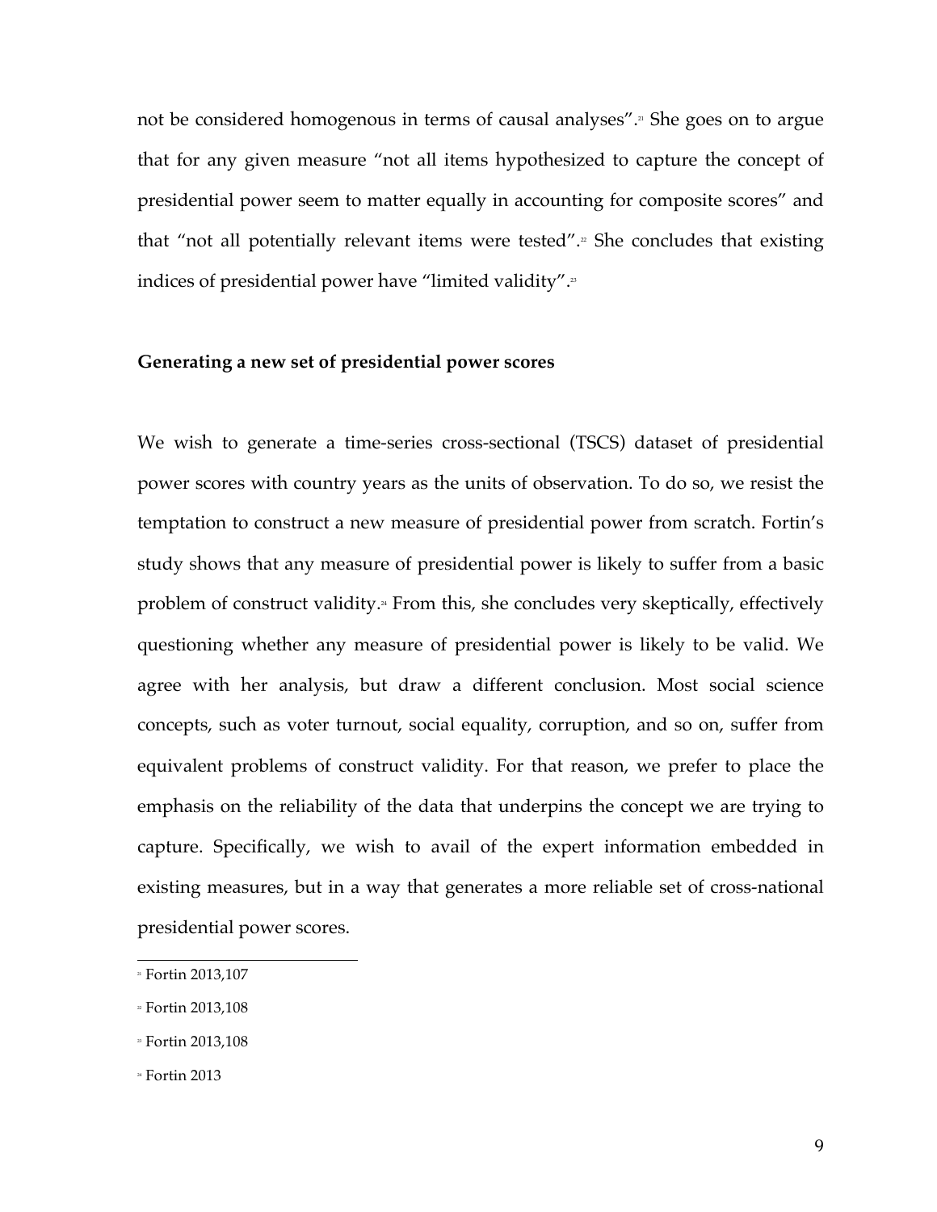not be considered homogenous in terms of causal analyses".[21] She goes on to argue that for any given measure "not all items hypothesized to capture the concept of presidential power seem to matter equally in accounting for composite scores" and that "not all potentially relevant items were tested".[22] She concludes that existing indices of presidential power have "limited validity".[23]

**Generating a new set of presidential power scores**

We wish to generate a time-series cross-sectional (TSCS) dataset of presidential power scores with country years as the units of observation. To do so, we resist the temptation to construct a new measure of presidential power from scratch. Fortin's study shows that any measure of presidential power is likely to suffer from a basic problem of construct validity.[24] From this, she concludes very skeptically, effectively questioning whether any measure of presidential power is likely to be valid. We agree with her analysis, but draw a different conclusion. Most social science concepts, such as voter turnout, social equality, corruption, and so on, suffer from equivalent problems of construct validity. For that reason, we prefer to place the emphasis on the reliability of the data that underpins the concept we are trying to capture. Specifically, we wish to avail of the expert information embedded in existing measures, but in a way that generates a more reliable set of cross-national presidential power scores.

[21] Fortin 2013,107

[22] Fortin 2013,108

[23] Fortin 2013,108

[24] Fortin 2013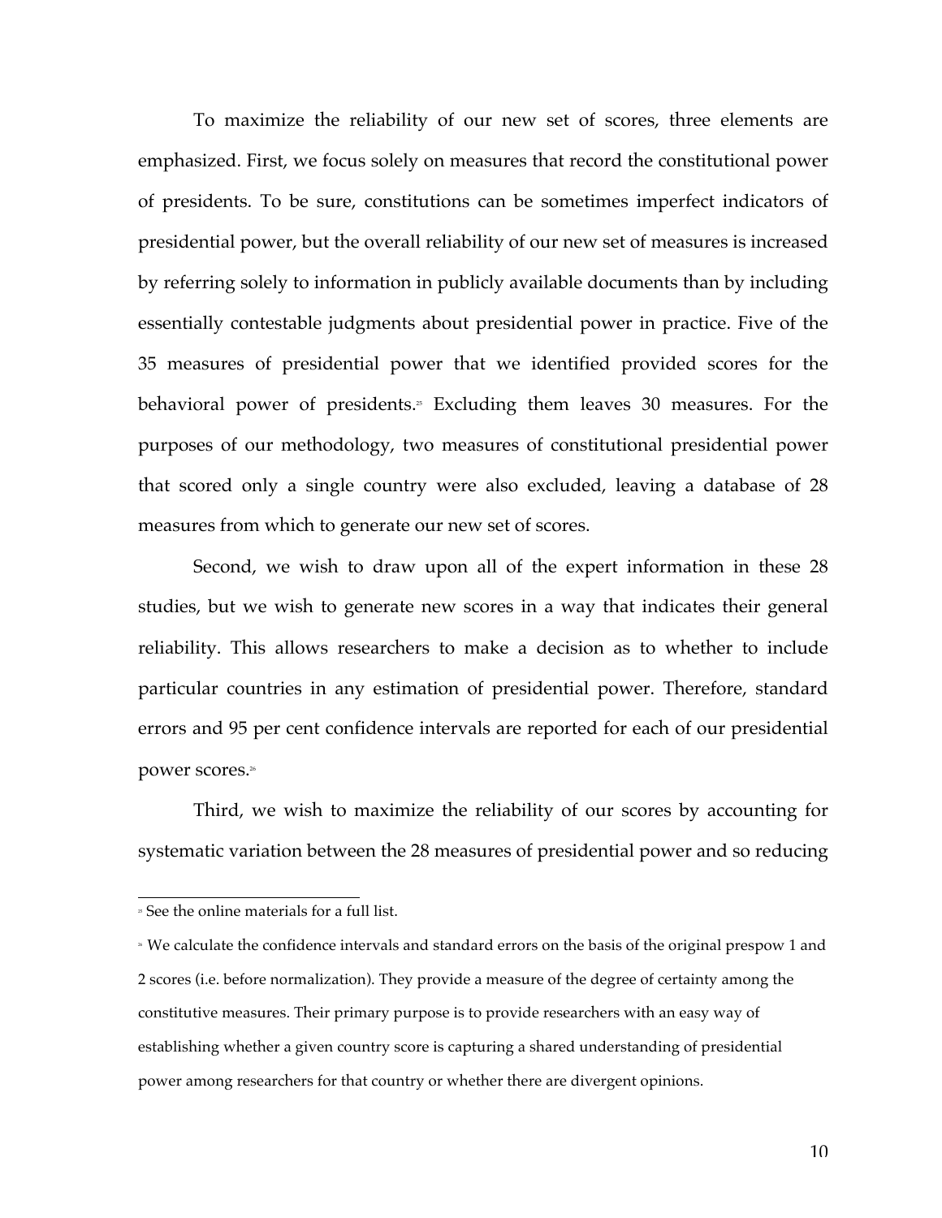To maximize the reliability of our new set of scores, three elements are emphasized. First, we focus solely on measures that record the constitutional power of presidents. To be sure, constitutions can be sometimes imperfect indicators of presidential power, but the overall reliability of our new set of measures is increased by referring solely to information in publicly available documents than by including essentially contestable judgments about presidential power in practice. Five of the 35 measures of presidential power that we identified provided scores for the behavioral power of presidents.[25] Excluding them leaves 30 measures. For the purposes of our methodology, two measures of constitutional presidential power that scored only a single country were also excluded, leaving a database of 28 measures from which to generate our new set of scores.

Second, we wish to draw upon all of the expert information in these 28 studies, but we wish to generate new scores in a way that indicates their general reliability. This allows researchers to make a decision as to whether to include particular countries in any estimation of presidential power. Therefore, standard errors and 95 per cent confidence intervals are reported for each of our presidential power scores.[26]

Third, we wish to maximize the reliability of our scores by accounting for systematic variation between the 28 measures of presidential power and so reducing

---

[25] See the online materials for a full list.

[26] We calculate the confidence intervals and standard errors on the basis of the original prespow 1 and 2 scores (i.e. before normalization). They provide a measure of the degree of certainty among the constitutive measures. Their primary purpose is to provide researchers with an easy way of establishing whether a given country score is capturing a shared understanding of presidential power among researchers for that country or whether there are divergent opinions.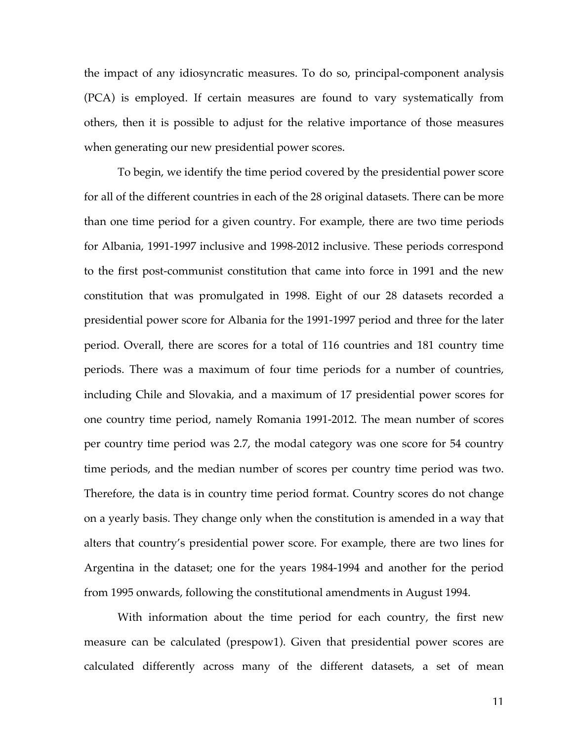the impact of any idiosyncratic measures. To do so, principal-component analysis (PCA) is employed. If certain measures are found to vary systematically from others, then it is possible to adjust for the relative importance of those measures when generating our new presidential power scores.

To begin, we identify the time period covered by the presidential power score for all of the different countries in each of the 28 original datasets. There can be more than one time period for a given country. For example, there are two time periods for Albania, 1991-1997 inclusive and 1998-2012 inclusive. These periods correspond to the first post-communist constitution that came into force in 1991 and the new constitution that was promulgated in 1998. Eight of our 28 datasets recorded a presidential power score for Albania for the 1991-1997 period and three for the later period. Overall, there are scores for a total of 116 countries and 181 country time periods. There was a maximum of four time periods for a number of countries, including Chile and Slovakia, and a maximum of 17 presidential power scores for one country time period, namely Romania 1991-2012. The mean number of scores per country time period was 2.7, the modal category was one score for 54 country time periods, and the median number of scores per country time period was two. Therefore, the data is in country time period format. Country scores do not change on a yearly basis. They change only when the constitution is amended in a way that alters that country's presidential power score. For example, there are two lines for Argentina in the dataset; one for the years 1984-1994 and another for the period from 1995 onwards, following the constitutional amendments in August 1994.

With information about the time period for each country, the first new measure can be calculated (prespow1). Given that presidential power scores are calculated differently across many of the different datasets, a set of mean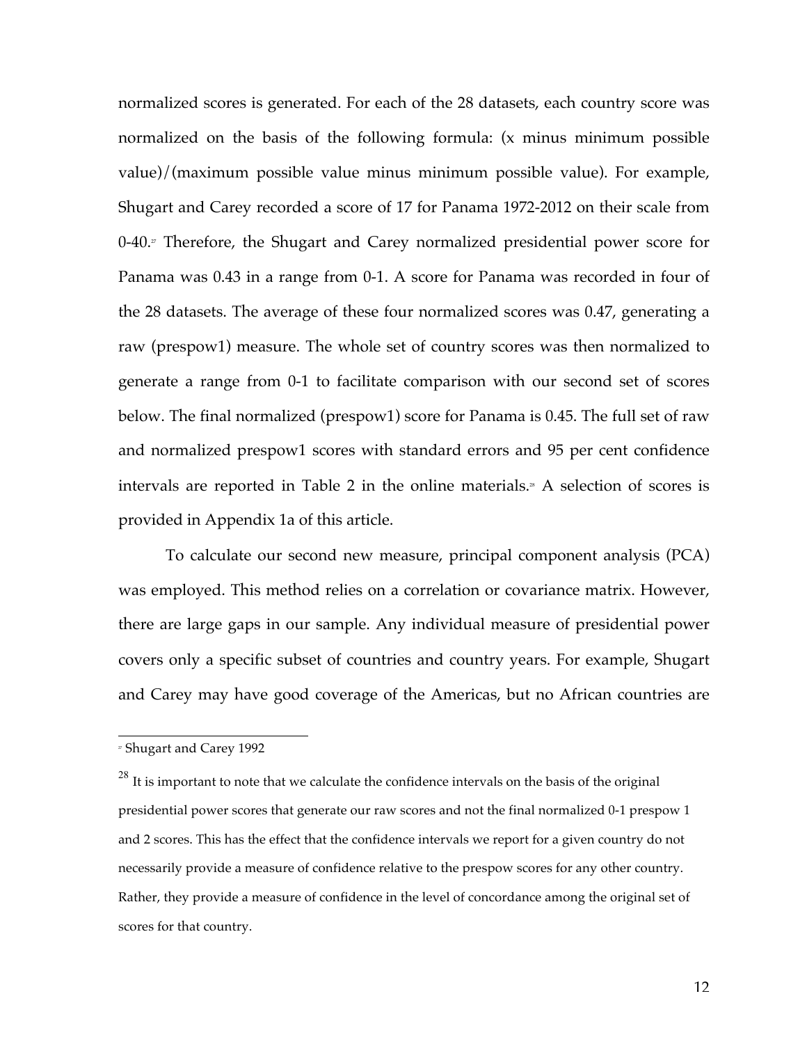normalized scores is generated. For each of the 28 datasets, each country score was normalized on the basis of the following formula: (x minus minimum possible value)/(maximum possible value minus minimum possible value). For example, Shugart and Carey recorded a score of 17 for Panama 1972-2012 on their scale from 0-40.[27] Therefore, the Shugart and Carey normalized presidential power score for Panama was 0.43 in a range from 0-1. A score for Panama was recorded in four of the 28 datasets. The average of these four normalized scores was 0.47, generating a raw (prespow1) measure. The whole set of country scores was then normalized to generate a range from 0-1 to facilitate comparison with our second set of scores below. The final normalized (prespow1) score for Panama is 0.45. The full set of raw and normalized prespow1 scores with standard errors and 95 per cent confidence intervals are reported in Table 2 in the online materials.[28] A selection of scores is provided in Appendix 1a of this article.

To calculate our second new measure, principal component analysis (PCA) was employed. This method relies on a correlation or covariance matrix. However, there are large gaps in our sample. Any individual measure of presidential power covers only a specific subset of countries and country years. For example, Shugart and Carey may have good coverage of the Americas, but no African countries are

---

[27] Shugart and Carey 1992

[28] It is important to note that we calculate the confidence intervals on the basis of the original presidential power scores that generate our raw scores and not the final normalized 0-1 prespow 1 and 2 scores. This has the effect that the confidence intervals we report for a given country do not necessarily provide a measure of confidence relative to the prespow scores for any other country. Rather, they provide a measure of confidence in the level of concordance among the original set of scores for that country.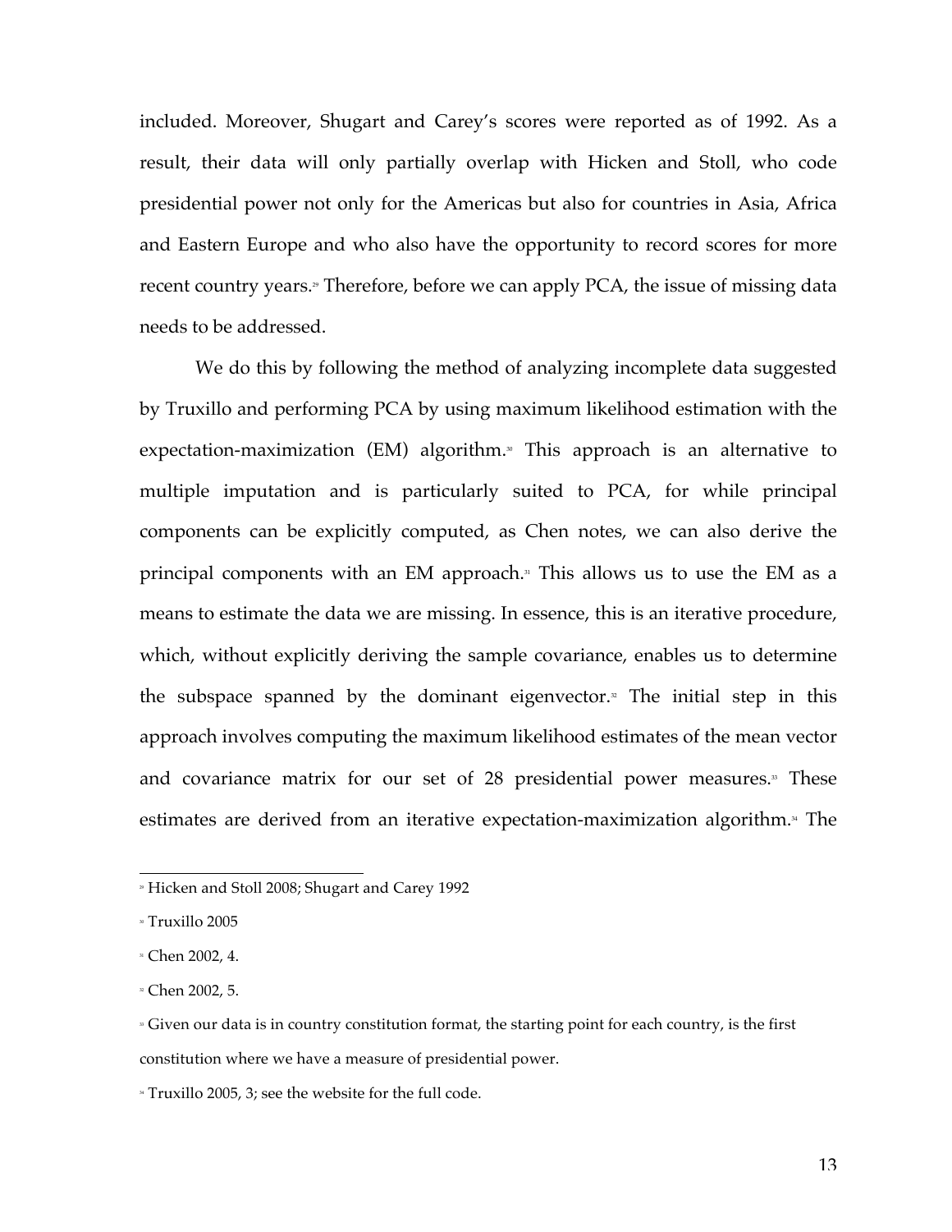included. Moreover, Shugart and Carey's scores were reported as of 1992. As a result, their data will only partially overlap with Hicken and Stoll, who code presidential power not only for the Americas but also for countries in Asia, Africa and Eastern Europe and who also have the opportunity to record scores for more recent country years.[29] Therefore, before we can apply PCA, the issue of missing data needs to be addressed.

We do this by following the method of analyzing incomplete data suggested by Truxillo and performing PCA by using maximum likelihood estimation with the expectation-maximization (EM) algorithm.[30] This approach is an alternative to multiple imputation and is particularly suited to PCA, for while principal components can be explicitly computed, as Chen notes, we can also derive the principal components with an EM approach.[31] This allows us to use the EM as a means to estimate the data we are missing. In essence, this is an iterative procedure, which, without explicitly deriving the sample covariance, enables us to determine the subspace spanned by the dominant eigenvector.[32] The initial step in this approach involves computing the maximum likelihood estimates of the mean vector and covariance matrix for our set of 28 presidential power measures.[33] These estimates are derived from an iterative expectation-maximization algorithm.[34] The

---

[29] Hicken and Stoll 2008; Shugart and Carey 1992

[30] Truxillo 2005

[31] Chen 2002, 4.

[32] Chen 2002, 5.

[33] Given our data is in country constitution format, the starting point for each country, is the first constitution where we have a measure of presidential power.

[34] Truxillo 2005, 3; see the website for the full code.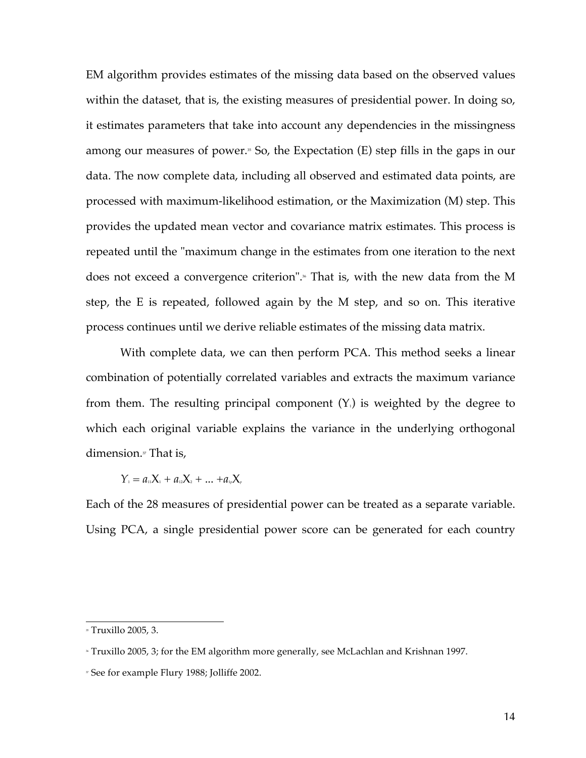EM algorithm provides estimates of the missing data based on the observed values within the dataset, that is, the existing measures of presidential power. In doing so, it estimates parameters that take into account any dependencies in the missingness among our measures of power.[35] So, the Expectation (E) step fills in the gaps in our data. The now complete data, including all observed and estimated data points, are processed with maximum-likelihood estimation, or the Maximization (M) step. This provides the updated mean vector and covariance matrix estimates. This process is repeated until the "maximum change in the estimates from one iteration to the next does not exceed a convergence criterion".[36] That is, with the new data from the M step, the E is repeated, followed again by the M step, and so on. This iterative process continues until we derive reliable estimates of the missing data matrix.

With complete data, we can then perform PCA. This method seeks a linear combination of potentially correlated variables and extracts the maximum variance from them. The resulting principal component ($Y_1$) is weighted by the degree to which each original variable explains the variance in the underlying orthogonal dimension.[37] That is,

$$Y_1 = a_{11}X_1 + a_{12}X_2 + \ldots + a_{1p}X_p$$

Each of the 28 measures of presidential power can be treated as a separate variable. Using PCA, a single presidential power score can be generated for each country

---

[35] Truxillo 2005, 3.

[36] Truxillo 2005, 3; for the EM algorithm more generally, see McLachlan and Krishnan 1997.

[37] See for example Flury 1988; Jolliffe 2002.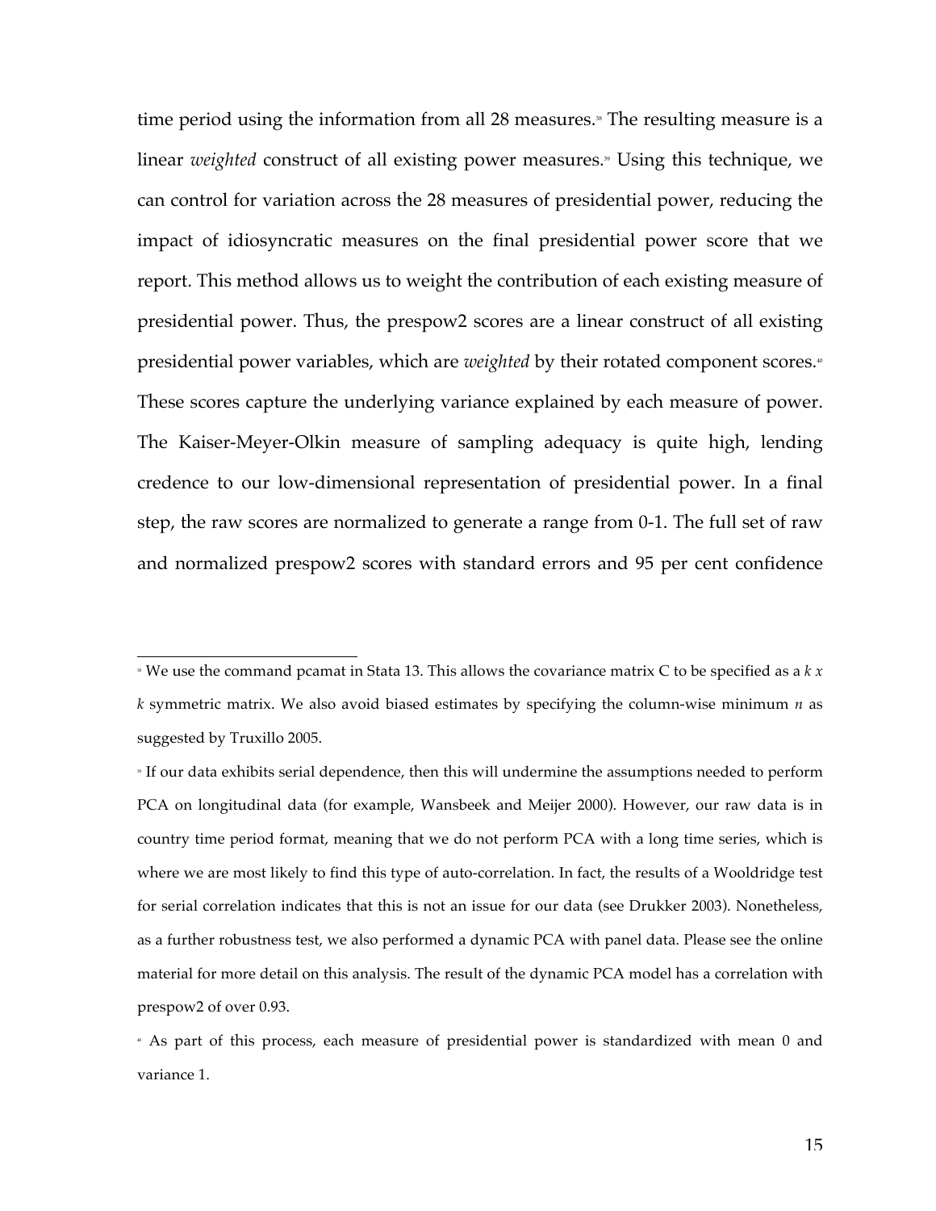time period using the information from all 28 measures.[38] The resulting measure is a linear *weighted* construct of all existing power measures.[39] Using this technique, we can control for variation across the 28 measures of presidential power, reducing the impact of idiosyncratic measures on the final presidential power score that we report. This method allows us to weight the contribution of each existing measure of presidential power. Thus, the prespow2 scores are a linear construct of all existing presidential power variables, which are *weighted* by their rotated component scores.[40] These scores capture the underlying variance explained by each measure of power. The Kaiser-Meyer-Olkin measure of sampling adequacy is quite high, lending credence to our low-dimensional representation of presidential power. In a final step, the raw scores are normalized to generate a range from 0-1. The full set of raw and normalized prespow2 scores with standard errors and 95 per cent confidence

---

[38] We use the command pcamat in Stata 13. This allows the covariance matrix C to be specified as a $k$ $x$ $k$ symmetric matrix. We also avoid biased estimates by specifying the column-wise minimum $n$ as suggested by Truxillo 2005.

[39] If our data exhibits serial dependence, then this will undermine the assumptions needed to perform PCA on longitudinal data (for example, Wansbeek and Meijer 2000). However, our raw data is in country time period format, meaning that we do not perform PCA with a long time series, which is where we are most likely to find this type of auto-correlation. In fact, the results of a Wooldridge test for serial correlation indicates that this is not an issue for our data (see Drukker 2003). Nonetheless, as a further robustness test, we also performed a dynamic PCA with panel data. Please see the online material for more detail on this analysis. The result of the dynamic PCA model has a correlation with prespow2 of over 0.93.

[40] As part of this process, each measure of presidential power is standardized with mean 0 and variance 1.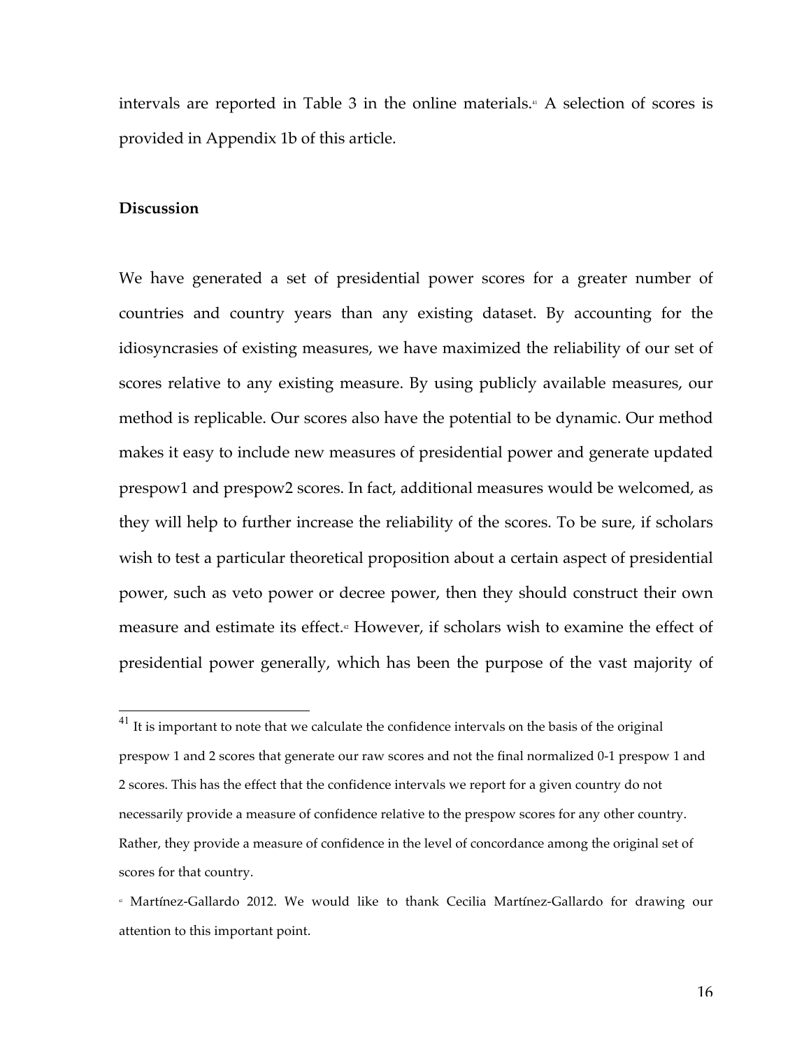intervals are reported in Table 3 in the online materials.[41] A selection of scores is provided in Appendix 1b of this article.

## Discussion

We have generated a set of presidential power scores for a greater number of countries and country years than any existing dataset. By accounting for the idiosyncrasies of existing measures, we have maximized the reliability of our set of scores relative to any existing measure. By using publicly available measures, our method is replicable. Our scores also have the potential to be dynamic. Our method makes it easy to include new measures of presidential power and generate updated prespow1 and prespow2 scores. In fact, additional measures would be welcomed, as they will help to further increase the reliability of the scores. To be sure, if scholars wish to test a particular theoretical proposition about a certain aspect of presidential power, such as veto power or decree power, then they should construct their own measure and estimate its effect.[42] However, if scholars wish to examine the effect of presidential power generally, which has been the purpose of the vast majority of

[41] It is important to note that we calculate the confidence intervals on the basis of the original prespow 1 and 2 scores that generate our raw scores and not the final normalized 0-1 prespow 1 and 2 scores. This has the effect that the confidence intervals we report for a given country do not necessarily provide a measure of confidence relative to the prespow scores for any other country. Rather, they provide a measure of confidence in the level of concordance among the original set of scores for that country.

[42] Martínez-Gallardo 2012. We would like to thank Cecilia Martínez-Gallardo for drawing our attention to this important point.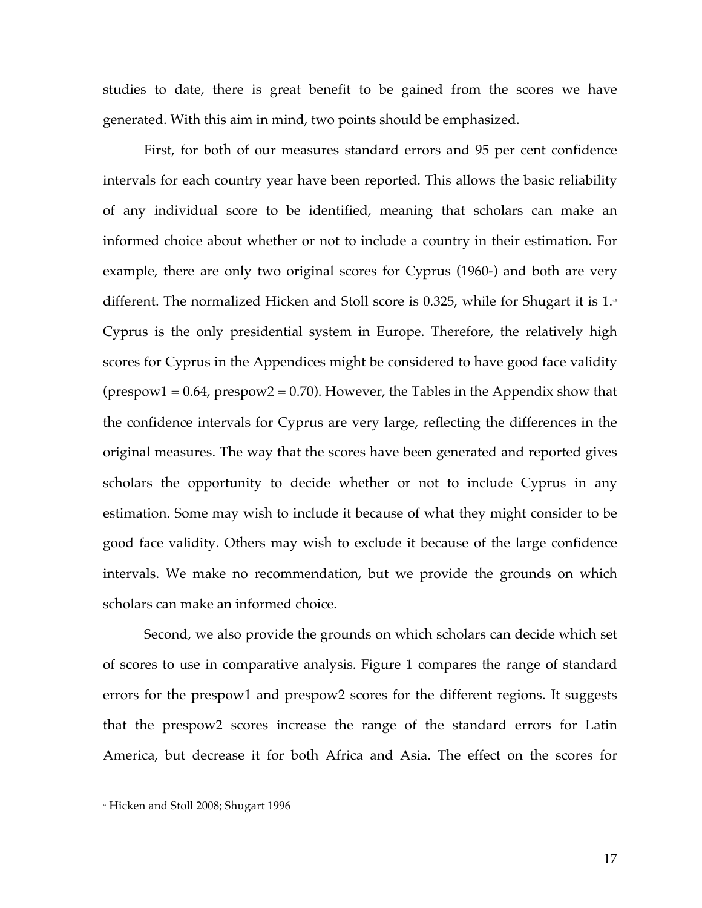studies to date, there is great benefit to be gained from the scores we have generated. With this aim in mind, two points should be emphasized.

First, for both of our measures standard errors and 95 per cent confidence intervals for each country year have been reported. This allows the basic reliability of any individual score to be identified, meaning that scholars can make an informed choice about whether or not to include a country in their estimation. For example, there are only two original scores for Cyprus (1960-) and both are very different. The normalized Hicken and Stoll score is 0.325, while for Shugart it is 1.[43] Cyprus is the only presidential system in Europe. Therefore, the relatively high scores for Cyprus in the Appendices might be considered to have good face validity (prespow1 = 0.64, prespow2 = 0.70). However, the Tables in the Appendix show that the confidence intervals for Cyprus are very large, reflecting the differences in the original measures. The way that the scores have been generated and reported gives scholars the opportunity to decide whether or not to include Cyprus in any estimation. Some may wish to include it because of what they might consider to be good face validity. Others may wish to exclude it because of the large confidence intervals. We make no recommendation, but we provide the grounds on which scholars can make an informed choice.

Second, we also provide the grounds on which scholars can decide which set of scores to use in comparative analysis. Figure 1 compares the range of standard errors for the prespow1 and prespow2 scores for the different regions. It suggests that the prespow2 scores increase the range of the standard errors for Latin America, but decrease it for both Africa and Asia. The effect on the scores for

[43] Hicken and Stoll 2008; Shugart 1996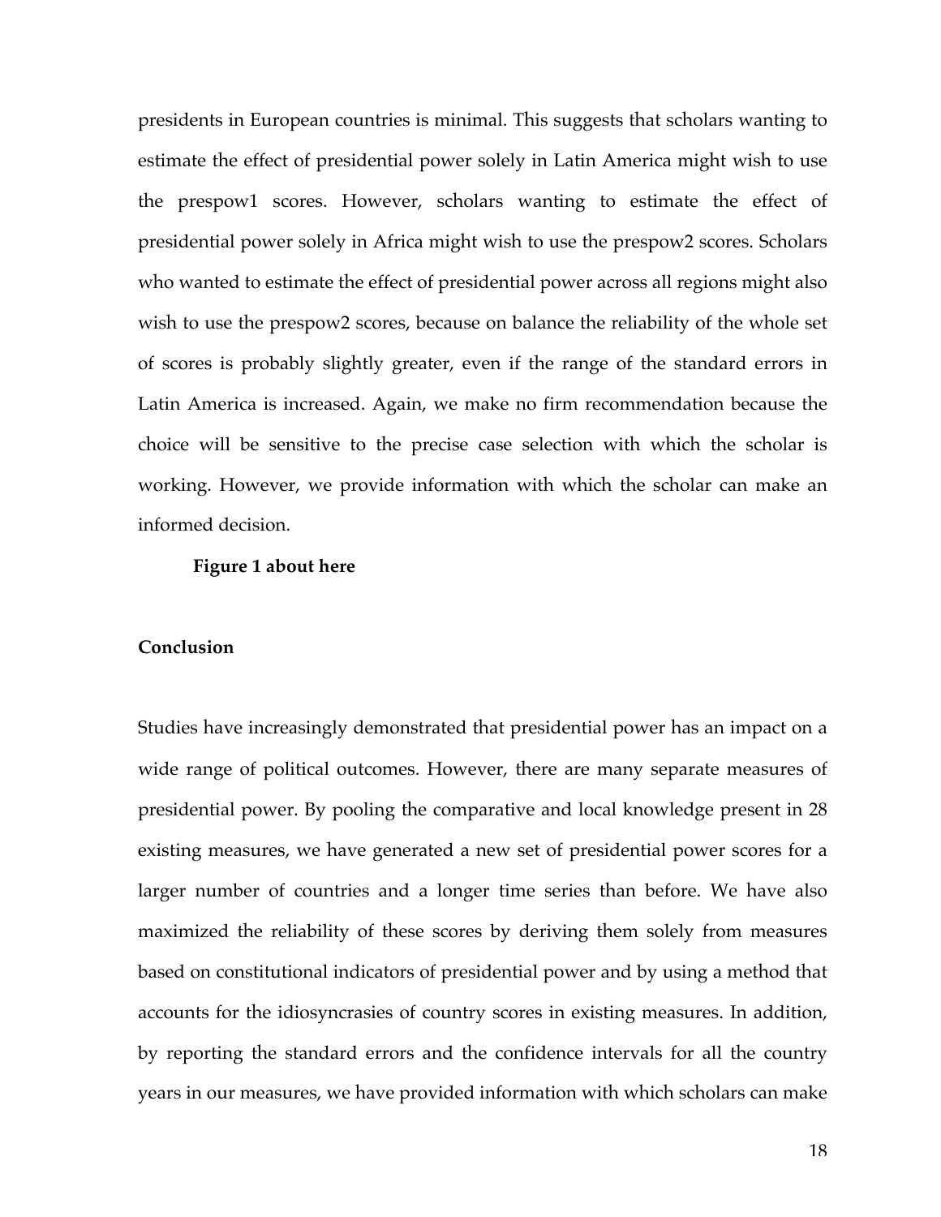presidents in European countries is minimal. This suggests that scholars wanting to estimate the effect of presidential power solely in Latin America might wish to use the prespow1 scores. However, scholars wanting to estimate the effect of presidential power solely in Africa might wish to use the prespow2 scores. Scholars who wanted to estimate the effect of presidential power across all regions might also wish to use the prespow2 scores, because on balance the reliability of the whole set of scores is probably slightly greater, even if the range of the standard errors in Latin America is increased. Again, we make no firm recommendation because the choice will be sensitive to the precise case selection with which the scholar is working. However, we provide information with which the scholar can make an informed decision.

**Figure 1 about here**

## Conclusion

Studies have increasingly demonstrated that presidential power has an impact on a wide range of political outcomes. However, there are many separate measures of presidential power. By pooling the comparative and local knowledge present in 28 existing measures, we have generated a new set of presidential power scores for a larger number of countries and a longer time series than before. We have also maximized the reliability of these scores by deriving them solely from measures based on constitutional indicators of presidential power and by using a method that accounts for the idiosyncrasies of country scores in existing measures. In addition, by reporting the standard errors and the confidence intervals for all the country years in our measures, we have provided information with which scholars can make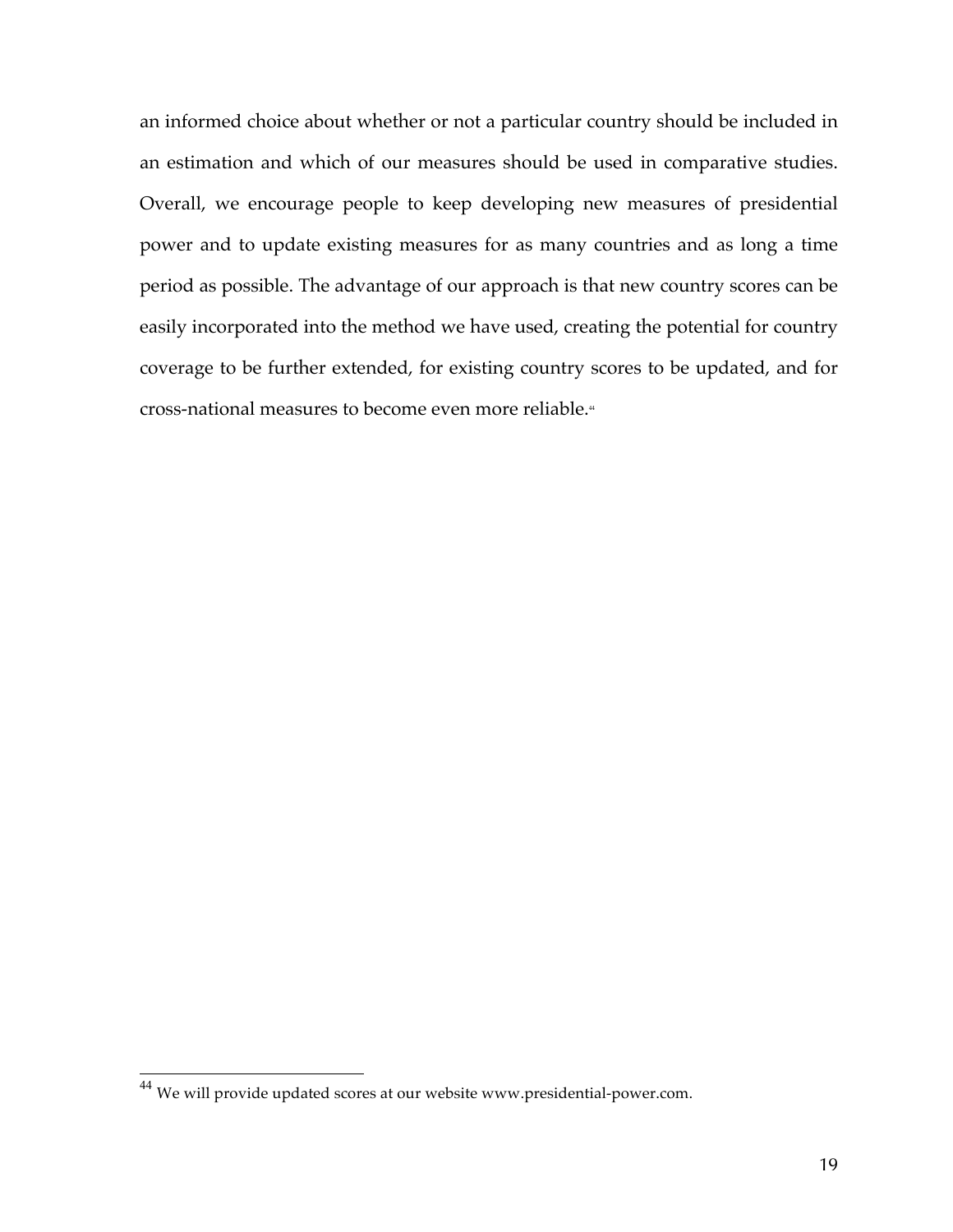an informed choice about whether or not a particular country should be included in an estimation and which of our measures should be used in comparative studies. Overall, we encourage people to keep developing new measures of presidential power and to update existing measures for as many countries and as long a time period as possible. The advantage of our approach is that new country scores can be easily incorporated into the method we have used, creating the potential for country coverage to be further extended, for existing country scores to be updated, and for cross-national measures to become even more reliable.[44]

[44] We will provide updated scores at our website www.presidential-power.com.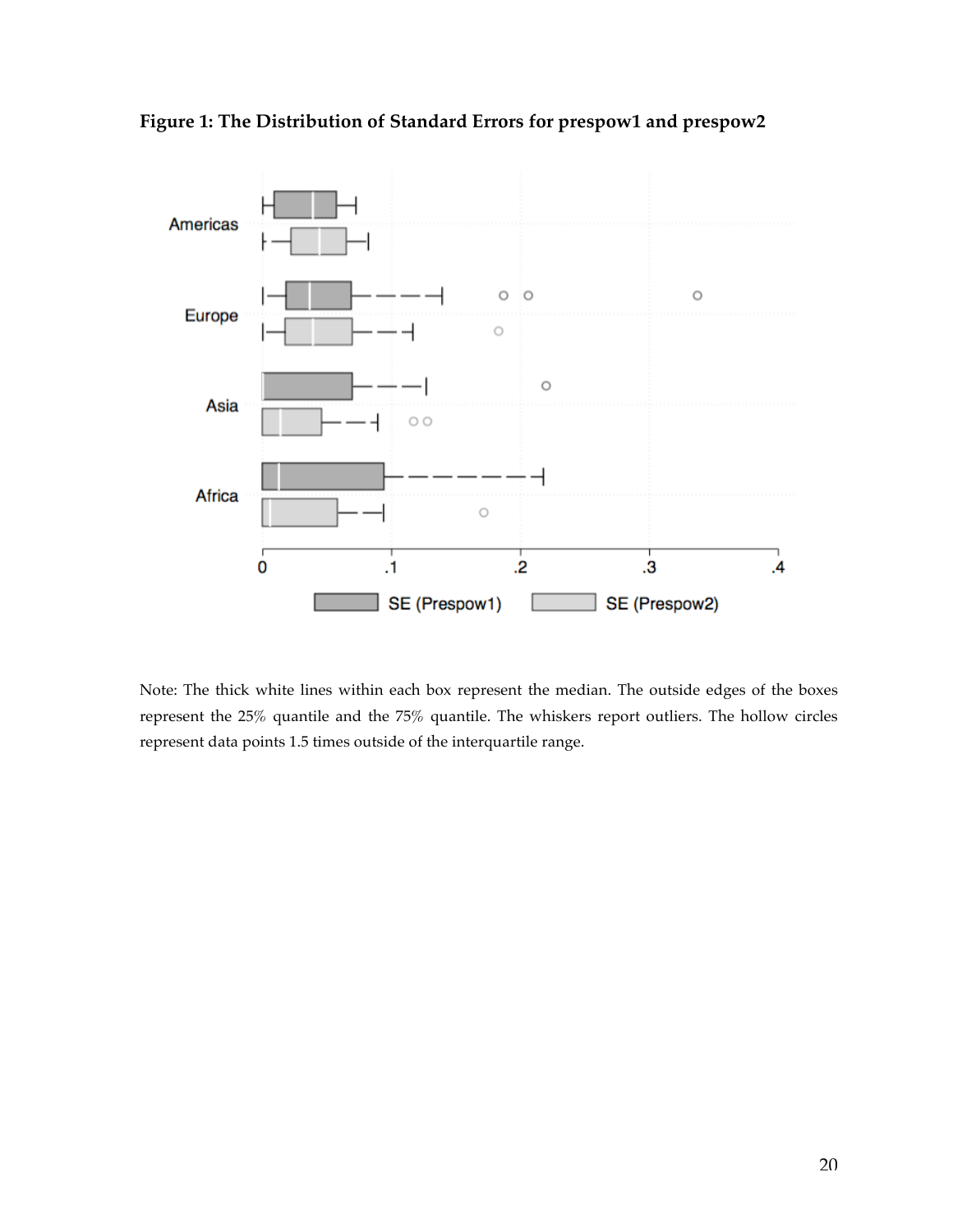**Figure 1: The Distribution of Standard Errors for prespow1 and prespow2**

Note: The thick white lines within each box represent the median. The outside edges of the boxes represent the 25% quantile and the 75% quantile. The whiskers report outliers. The hollow circles represent data points 1.5 times outside of the interquartile range.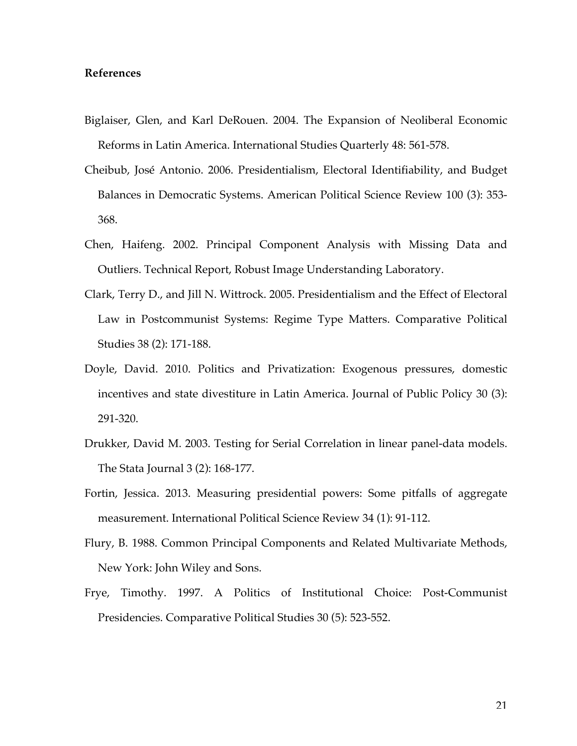**References**

Biglaiser, Glen, and Karl DeRouen. 2004. The Expansion of Neoliberal Economic Reforms in Latin America. International Studies Quarterly 48: 561-578.

Cheibub, José Antonio. 2006. Presidentialism, Electoral Identifiability, and Budget Balances in Democratic Systems. American Political Science Review 100 (3): 353-368.

Chen, Haifeng. 2002. Principal Component Analysis with Missing Data and Outliers. Technical Report, Robust Image Understanding Laboratory.

Clark, Terry D., and Jill N. Wittrock. 2005. Presidentialism and the Effect of Electoral Law in Postcommunist Systems: Regime Type Matters. Comparative Political Studies 38 (2): 171-188.

Doyle, David. 2010. Politics and Privatization: Exogenous pressures, domestic incentives and state divestiture in Latin America. Journal of Public Policy 30 (3): 291-320.

Drukker, David M. 2003. Testing for Serial Correlation in linear panel-data models. The Stata Journal 3 (2): 168-177.

Fortin, Jessica. 2013. Measuring presidential powers: Some pitfalls of aggregate measurement. International Political Science Review 34 (1): 91-112.

Flury, B. 1988. Common Principal Components and Related Multivariate Methods, New York: John Wiley and Sons.

Frye, Timothy. 1997. A Politics of Institutional Choice: Post-Communist Presidencies. Comparative Political Studies 30 (5): 523-552.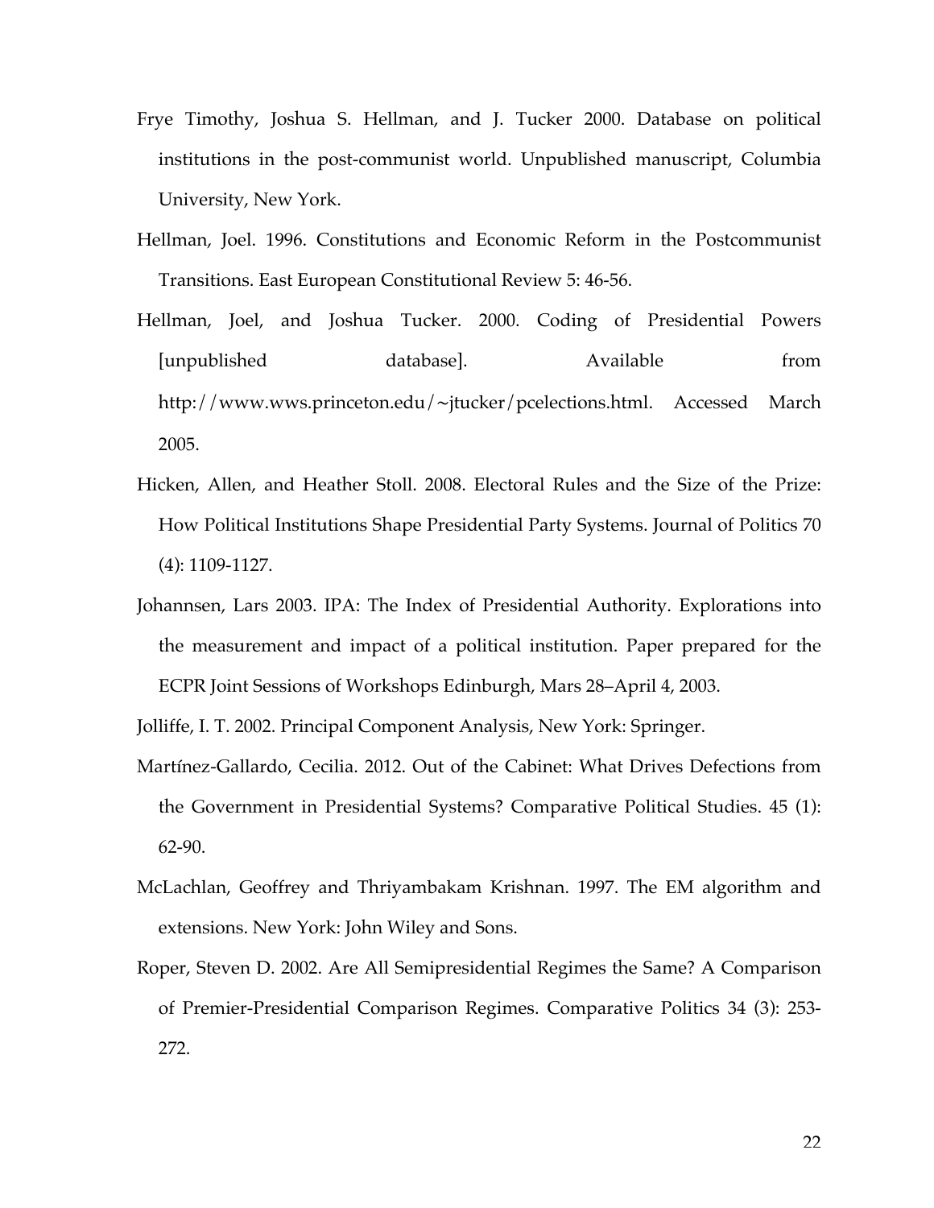Frye Timothy, Joshua S. Hellman, and J. Tucker 2000. Database on political institutions in the post-communist world. Unpublished manuscript, Columbia University, New York.

Hellman, Joel. 1996. Constitutions and Economic Reform in the Postcommunist Transitions. East European Constitutional Review 5: 46-56.

Hellman, Joel, and Joshua Tucker. 2000. Coding of Presidential Powers [unpublished database]. Available from http://www.wws.princeton.edu/~jtucker/pcelections.html. Accessed March 2005.

Hicken, Allen, and Heather Stoll. 2008. Electoral Rules and the Size of the Prize: How Political Institutions Shape Presidential Party Systems. Journal of Politics 70 (4): 1109-1127.

Johannsen, Lars 2003. IPA: The Index of Presidential Authority. Explorations into the measurement and impact of a political institution. Paper prepared for the ECPR Joint Sessions of Workshops Edinburgh, Mars 28–April 4, 2003.

Jolliffe, I. T. 2002. Principal Component Analysis, New York: Springer.

Martínez-Gallardo, Cecilia. 2012. Out of the Cabinet: What Drives Defections from the Government in Presidential Systems? Comparative Political Studies. 45 (1): 62-90.

McLachlan, Geoffrey and Thriyambakam Krishnan. 1997. The EM algorithm and extensions. New York: John Wiley and Sons.

Roper, Steven D. 2002. Are All Semipresidential Regimes the Same? A Comparison of Premier-Presidential Comparison Regimes. Comparative Politics 34 (3): 253-272.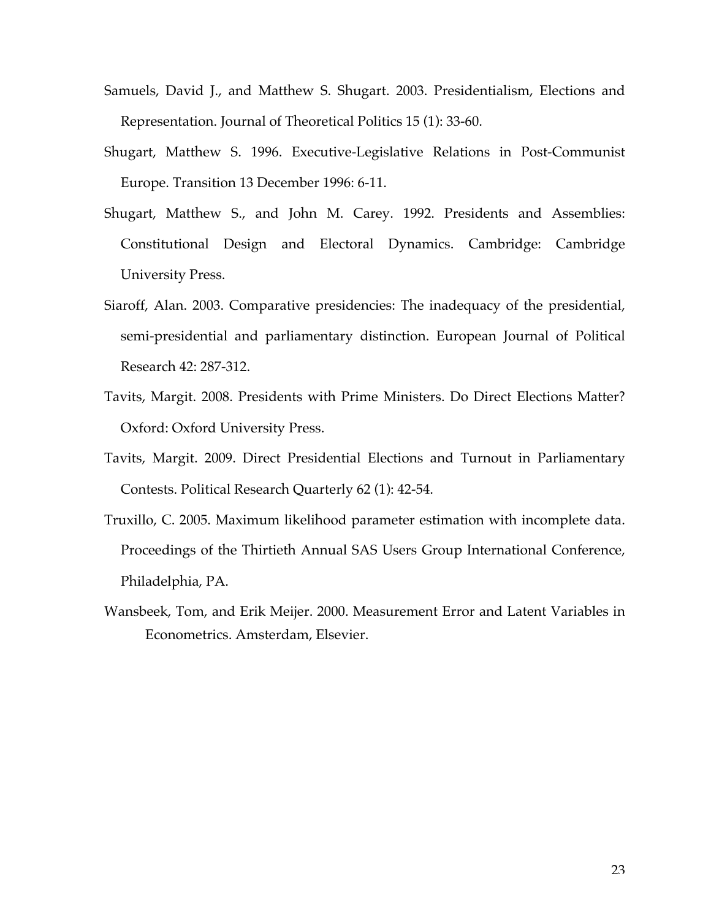Samuels, David J., and Matthew S. Shugart. 2003. Presidentialism, Elections and Representation. Journal of Theoretical Politics 15 (1): 33-60.

Shugart, Matthew S. 1996. Executive-Legislative Relations in Post-Communist Europe. Transition 13 December 1996: 6-11.

Shugart, Matthew S., and John M. Carey. 1992. Presidents and Assemblies: Constitutional Design and Electoral Dynamics. Cambridge: Cambridge University Press.

Siaroff, Alan. 2003. Comparative presidencies: The inadequacy of the presidential, semi-presidential and parliamentary distinction. European Journal of Political Research 42: 287-312.

Tavits, Margit. 2008. Presidents with Prime Ministers. Do Direct Elections Matter? Oxford: Oxford University Press.

Tavits, Margit. 2009. Direct Presidential Elections and Turnout in Parliamentary Contests. Political Research Quarterly 62 (1): 42-54.

Truxillo, C. 2005. Maximum likelihood parameter estimation with incomplete data. Proceedings of the Thirtieth Annual SAS Users Group International Conference, Philadelphia, PA.

Wansbeek, Tom, and Erik Meijer. 2000. Measurement Error and Latent Variables in Econometrics. Amsterdam, Elsevier.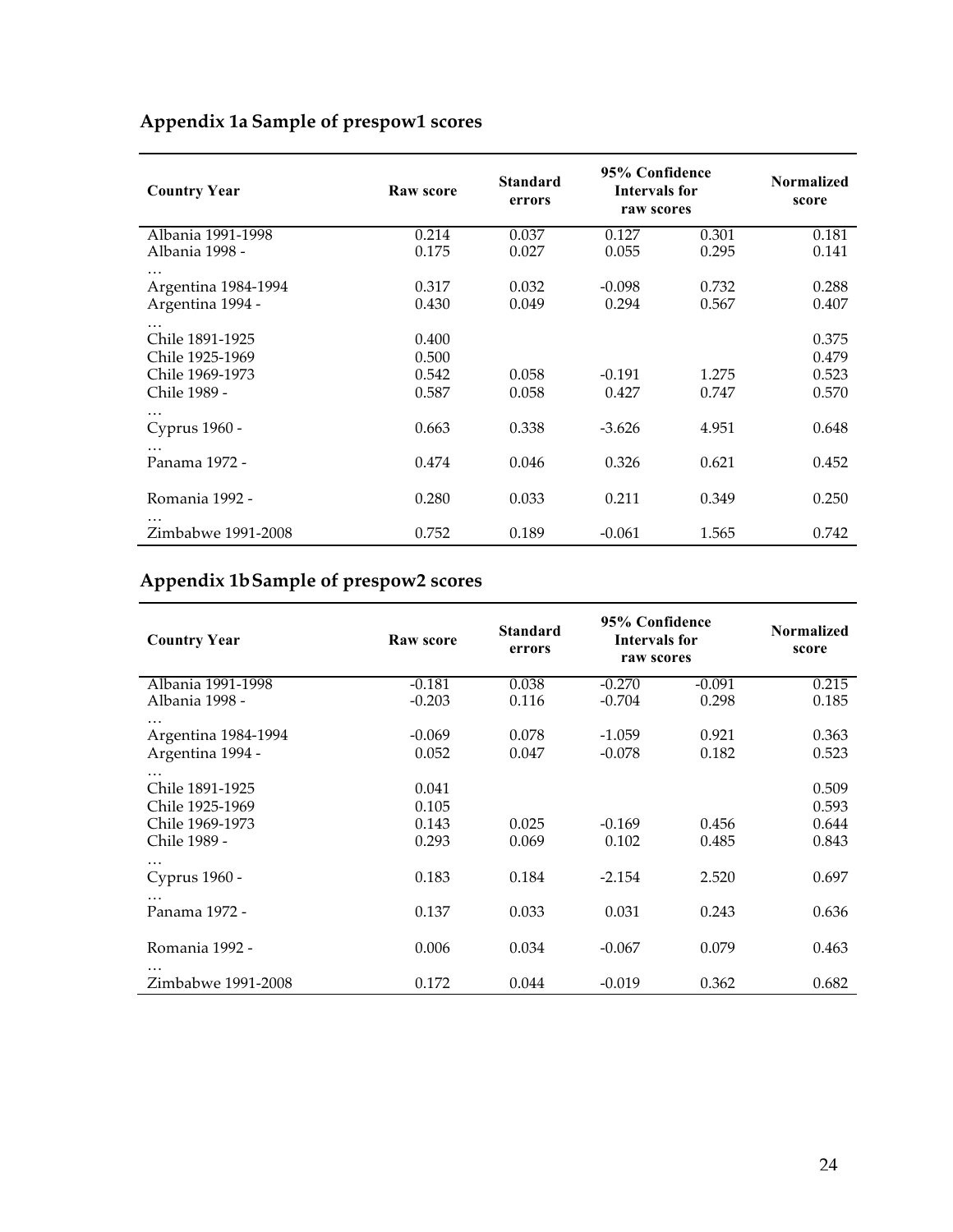## Appendix 1a Sample of prespow1 scores

| Country Year | Raw score | Standard errors | 95% Confidence Intervals for raw scores | | Normalized score |
|---|---|---|---|---|---|
| Albania 1991-1998 | 0.214 | 0.037 | 0.127 | 0.301 | 0.181 |
| Albania 1998 - | 0.175 | 0.027 | 0.055 | 0.295 | 0.141 |
| … | | | | | |
| Argentina 1984-1994 | 0.317 | 0.032 | -0.098 | 0.732 | 0.288 |
| Argentina 1994 - | 0.430 | 0.049 | 0.294 | 0.567 | 0.407 |
| … | | | | | |
| Chile 1891-1925 | 0.400 | | | | 0.375 |
| Chile 1925-1969 | 0.500 | | | | 0.479 |
| Chile 1969-1973 | 0.542 | 0.058 | -0.191 | 1.275 | 0.523 |
| Chile 1989 - | 0.587 | 0.058 | 0.427 | 0.747 | 0.570 |
| … | | | | | |
| Cyprus 1960 - | 0.663 | 0.338 | -3.626 | 4.951 | 0.648 |
| … | | | | | |
| Panama 1972 - | 0.474 | 0.046 | 0.326 | 0.621 | 0.452 |
| Romania 1992 - | 0.280 | 0.033 | 0.211 | 0.349 | 0.250 |
| … | | | | | |
| Zimbabwe 1991-2008 | 0.752 | 0.189 | -0.061 | 1.565 | 0.742 |

## Appendix 1b Sample of prespow2 scores

| Country Year | Raw score | Standard errors | 95% Confidence Intervals for raw scores | | Normalized score |
|---|---|---|---|---|---|
| Albania 1991-1998 | -0.181 | 0.038 | -0.270 | -0.091 | 0.215 |
| Albania 1998 - | -0.203 | 0.116 | -0.704 | 0.298 | 0.185 |
| … | | | | | |
| Argentina 1984-1994 | -0.069 | 0.078 | -1.059 | 0.921 | 0.363 |
| Argentina 1994 - | 0.052 | 0.047 | -0.078 | 0.182 | 0.523 |
| … | | | | | |
| Chile 1891-1925 | 0.041 | | | | 0.509 |
| Chile 1925-1969 | 0.105 | | | | 0.593 |
| Chile 1969-1973 | 0.143 | 0.025 | -0.169 | 0.456 | 0.644 |
| Chile 1989 - | 0.293 | 0.069 | 0.102 | 0.485 | 0.843 |
| … | | | | | |
| Cyprus 1960 - | 0.183 | 0.184 | -2.154 | 2.520 | 0.697 |
| … | | | | | |
| Panama 1972 - | 0.137 | 0.033 | 0.031 | 0.243 | 0.636 |
| Romania 1992 - | 0.006 | 0.034 | -0.067 | 0.079 | 0.463 |
| … | | | | | |
| Zimbabwe 1991-2008 | 0.172 | 0.044 | -0.019 | 0.362 | 0.682 |